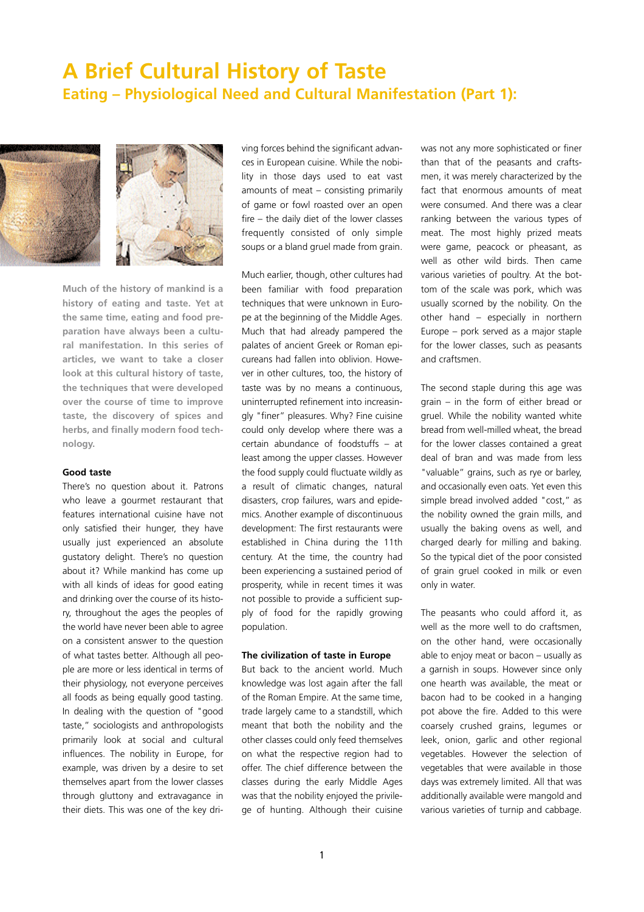# A Brief Cultural History of Taste

## Eating – Physiological Need and Cultural Manifestation (Part 1):

**Much of the history of mankind is a history of eating and taste. Yet at the same time, eating and food preparation have always been a cultural manifestation. In this series of articles, we want to take a closer look at this cultural history of taste, the techniques that were developed over the course of time to improve taste, the discovery of spices and herbs, and finally modern food technology.**

### Good taste

There's no question about it. Patrons who leave a gourmet restaurant that features international cuisine have not only satisfied their hunger, they have usually just experienced an absolute gustatory delight. There's no question about it? While mankind has come up with all kinds of ideas for good eating and drinking over the course of its history, throughout the ages the peoples of the world have never been able to agree on a consistent answer to the question of what tastes better. Although all people are more or less identical in terms of their physiology, not everyone perceives all foods as being equally good tasting. In dealing with the question of "good taste," sociologists and anthropologists primarily look at social and cultural influences. The nobility in Europe, for example, was driven by a desire to set themselves apart from the lower classes through gluttony and extravagance in their diets. This was one of the key driving forces behind the significant advances in European cuisine. While the nobility in those days used to eat vast amounts of meat – consisting primarily of game or fowl roasted over an open fire – the daily diet of the lower classes frequently consisted of only simple soups or a bland gruel made from grain.

Much earlier, though, other cultures had been familiar with food preparation techniques that were unknown in Europe at the beginning of the Middle Ages. Much that had already pampered the palates of ancient Greek or Roman epicureans had fallen into oblivion. However in other cultures, too, the history of taste was by no means a continuous, uninterrupted refinement into increasingly "finer" pleasures. Why? Fine cuisine could only develop where there was a certain abundance of foodstuffs – at least among the upper classes. However the food supply could fluctuate wildly as a result of climatic changes, natural disasters, crop failures, wars and epidemics. Another example of discontinuous development: The first restaurants were established in China during the 11th century. At the time, the country had been experiencing a sustained period of prosperity, while in recent times it was not possible to provide a sufficient supply of food for the rapidly growing population.

### The civilization of taste in Europe

But back to the ancient world. Much knowledge was lost again after the fall of the Roman Empire. At the same time, trade largely came to a standstill, which meant that both the nobility and the other classes could only feed themselves on what the respective region had to offer. The chief difference between the classes during the early Middle Ages was that the nobility enjoyed the privilege of hunting. Although their cuisine was not any more sophisticated or finer than that of the peasants and craftsmen, it was merely characterized by the fact that enormous amounts of meat were consumed. And there was a clear ranking between the various types of meat. The most highly prized meats were game, peacock or pheasant, as well as other wild birds. Then came various varieties of poultry. At the bottom of the scale was pork, which was usually scorned by the nobility. On the other hand – especially in northern Europe – pork served as a major staple for the lower classes, such as peasants and craftsmen.

The second staple during this age was grain – in the form of either bread or gruel. While the nobility wanted white bread from well-milled wheat, the bread for the lower classes contained a great deal of bran and was made from less "valuable" grains, such as rye or barley, and occasionally even oats. Yet even this simple bread involved added "cost," as the nobility owned the grain mills, and usually the baking ovens as well, and charged dearly for milling and baking. So the typical diet of the poor consisted of grain gruel cooked in milk or even only in water.

The peasants who could afford it, as well as the more well to do craftsmen, on the other hand, were occasionally able to enjoy meat or bacon – usually as a garnish in soups. However since only one hearth was available, the meat or bacon had to be cooked in a hanging pot above the fire. Added to this were coarsely crushed grains, legumes or leek, onion, garlic and other regional vegetables. However the selection of vegetables that were available in those days was extremely limited. All that was additionally available were mangold and various varieties of turnip and cabbage.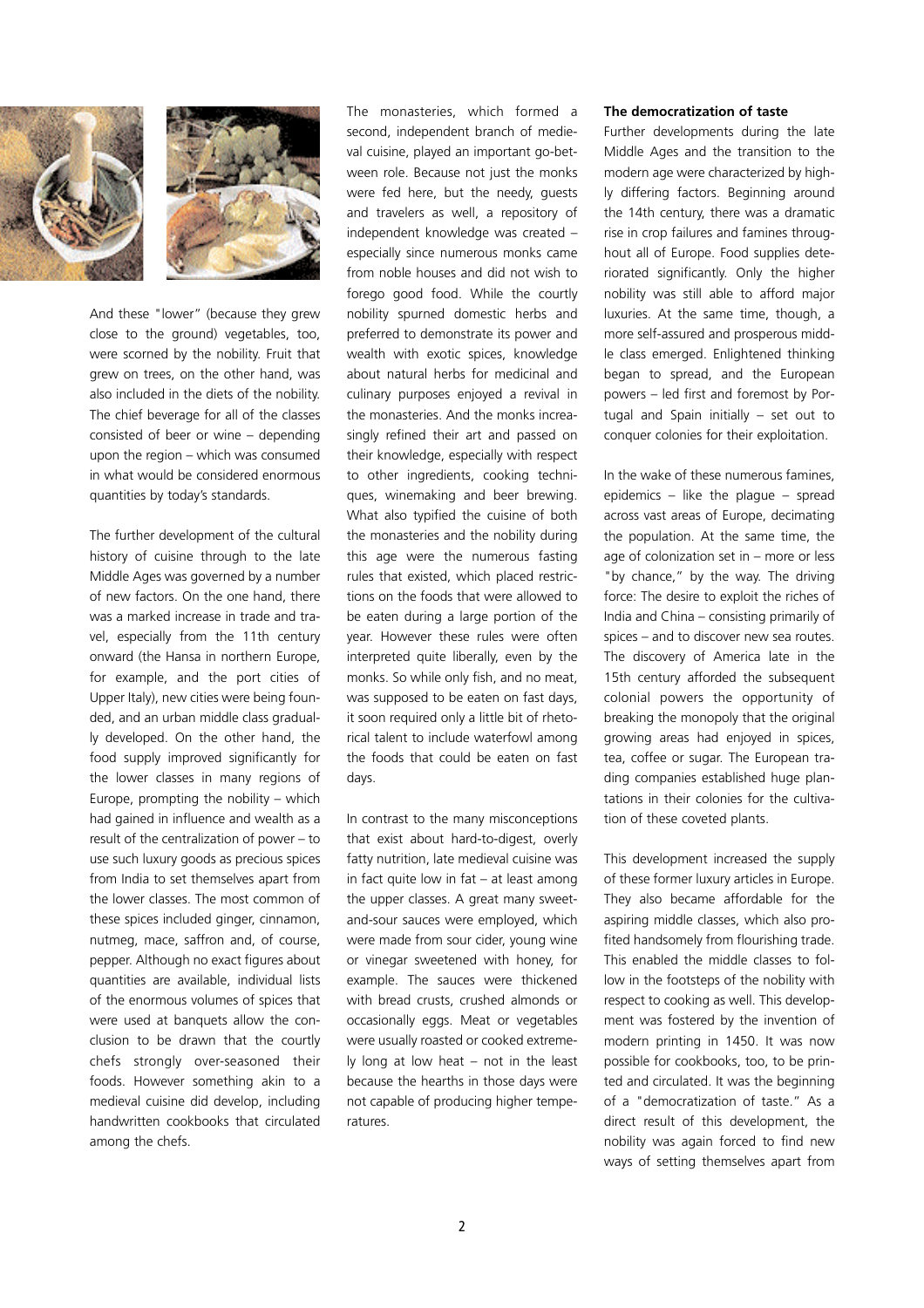And these "lower" (because they grew close to the ground) vegetables, too, were scorned by the nobility. Fruit that grew on trees, on the other hand, was also included in the diets of the nobility. The chief beverage for all of the classes consisted of beer or wine – depending upon the region – which was consumed in what would be considered enormous quantities by today's standards.

The further development of the cultural history of cuisine through to the late Middle Ages was governed by a number of new factors. On the one hand, there was a marked increase in trade and travel, especially from the 11th century onward (the Hansa in northern Europe, for example, and the port cities of Upper Italy), new cities were being founded, and an urban middle class gradually developed. On the other hand, the food supply improved significantly for the lower classes in many regions of Europe, prompting the nobility – which had gained in influence and wealth as a result of the centralization of power – to use such luxury goods as precious spices from India to set themselves apart from the lower classes. The most common of these spices included ginger, cinnamon, nutmeg, mace, saffron and, of course, pepper. Although no exact figures about quantities are available, individual lists of the enormous volumes of spices that were used at banquets allow the conclusion to be drawn that the courtly chefs strongly over-seasoned their foods. However something akin to a medieval cuisine did develop, including handwritten cookbooks that circulated among the chefs.

The monasteries, which formed a second, independent branch of medieval cuisine, played an important go-between role. Because not just the monks were fed here, but the needy, guests and travelers as well, a repository of independent knowledge was created – especially since numerous monks came from noble houses and did not wish to forego good food. While the courtly nobility spurned domestic herbs and preferred to demonstrate its power and wealth with exotic spices, knowledge about natural herbs for medicinal and culinary purposes enjoyed a revival in the monasteries. And the monks increasingly refined their art and passed on their knowledge, especially with respect to other ingredients, cooking techniques, winemaking and beer brewing. What also typified the cuisine of both the monasteries and the nobility during this age were the numerous fasting rules that existed, which placed restrictions on the foods that were allowed to be eaten during a large portion of the year. However these rules were often interpreted quite liberally, even by the monks. So while only fish, and no meat, was supposed to be eaten on fast days, it soon required only a little bit of rhetorical talent to include waterfowl among the foods that could be eaten on fast days.

In contrast to the many misconceptions that exist about hard-to-digest, overly fatty nutrition, late medieval cuisine was in fact quite low in fat – at least among the upper classes. A great many sweet-and-sour sauces were employed, which were made from sour cider, young wine or vinegar sweetened with honey, for example. The sauces were thickened with bread crusts, crushed almonds or occasionally eggs. Meat or vegetables were usually roasted or cooked extremely long at low heat – not in the least because the hearths in those days were not capable of producing higher temperatures.

**The democratization of taste**

Further developments during the late Middle Ages and the transition to the modern age were characterized by highly differing factors. Beginning around the 14th century, there was a dramatic rise in crop failures and famines throughout all of Europe. Food supplies deteriorated significantly. Only the higher nobility was still able to afford major luxuries. At the same time, though, a more self-assured and prosperous middle class emerged. Enlightened thinking began to spread, and the European powers – led first and foremost by Portugal and Spain initially – set out to conquer colonies for their exploitation.

In the wake of these numerous famines, epidemics – like the plague – spread across vast areas of Europe, decimating the population. At the same time, the age of colonization set in – more or less "by chance," by the way. The driving force: The desire to exploit the riches of India and China – consisting primarily of spices – and to discover new sea routes. The discovery of America late in the 15th century afforded the subsequent colonial powers the opportunity of breaking the monopoly that the original growing areas had enjoyed in spices, tea, coffee or sugar. The European trading companies established huge plantations in their colonies for the cultivation of these coveted plants.

This development increased the supply of these former luxury articles in Europe. They also became affordable for the aspiring middle classes, which also profited handsomely from flourishing trade. This enabled the middle classes to follow in the footsteps of the nobility with respect to cooking as well. This development was fostered by the invention of modern printing in 1450. It was now possible for cookbooks, too, to be printed and circulated. It was the beginning of a "democratization of taste." As a direct result of this development, the nobility was again forced to find new ways of setting themselves apart from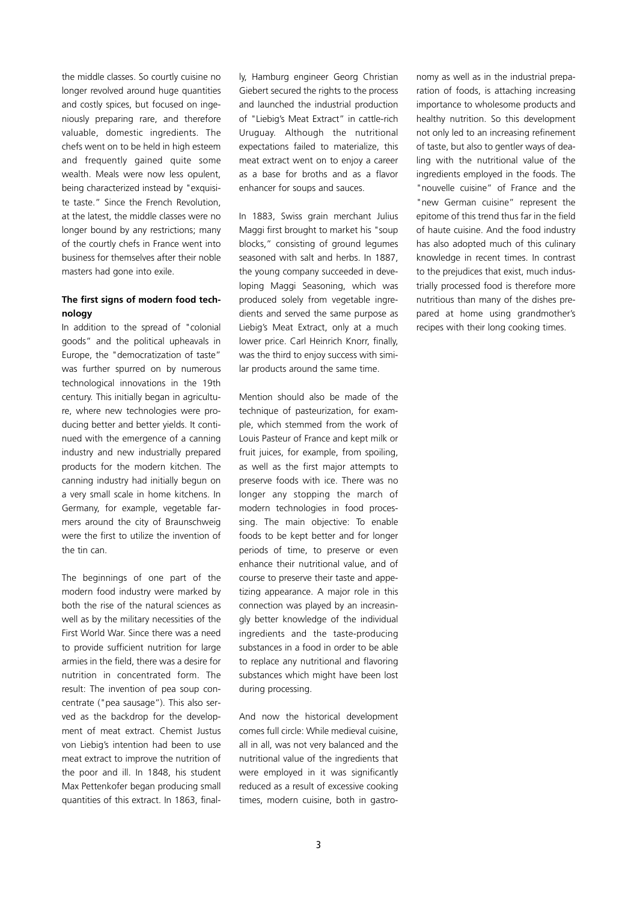the middle classes. So courtly cuisine no longer revolved around huge quantities and costly spices, but focused on ingeniously preparing rare, and therefore valuable, domestic ingredients. The chefs went on to be held in high esteem and frequently gained quite some wealth. Meals were now less opulent, being characterized instead by "exquisite taste." Since the French Revolution, at the latest, the middle classes were no longer bound by any restrictions; many of the courtly chefs in France went into business for themselves after their noble masters had gone into exile.

**The first signs of modern food technology**

In addition to the spread of "colonial goods" and the political upheavals in Europe, the "democratization of taste" was further spurred on by numerous technological innovations in the 19th century. This initially began in agriculture, where new technologies were producing better and better yields. It continued with the emergence of a canning industry and new industrially prepared products for the modern kitchen. The canning industry had initially begun on a very small scale in home kitchens. In Germany, for example, vegetable farmers around the city of Braunschweig were the first to utilize the invention of the tin can.

The beginnings of one part of the modern food industry were marked by both the rise of the natural sciences as well as by the military necessities of the First World War. Since there was a need to provide sufficient nutrition for large armies in the field, there was a desire for nutrition in concentrated form. The result: The invention of pea soup concentrate ("pea sausage"). This also served as the backdrop for the development of meat extract. Chemist Justus von Liebig's intention had been to use meat extract to improve the nutrition of the poor and ill. In 1848, his student Max Pettenkofer began producing small quantities of this extract. In 1863, finally, Hamburg engineer Georg Christian Giebert secured the rights to the process and launched the industrial production of "Liebig's Meat Extract" in cattle-rich Uruguay. Although the nutritional expectations failed to materialize, this meat extract went on to enjoy a career as a base for broths and as a flavor enhancer for soups and sauces.

In 1883, Swiss grain merchant Julius Maggi first brought to market his "soup blocks," consisting of ground legumes seasoned with salt and herbs. In 1887, the young company succeeded in developing Maggi Seasoning, which was produced solely from vegetable ingredients and served the same purpose as Liebig's Meat Extract, only at a much lower price. Carl Heinrich Knorr, finally, was the third to enjoy success with similar products around the same time.

Mention should also be made of the technique of pasteurization, for example, which stemmed from the work of Louis Pasteur of France and kept milk or fruit juices, for example, from spoiling, as well as the first major attempts to preserve foods with ice. There was no longer any stopping the march of modern technologies in food processing. The main objective: To enable foods to be kept better and for longer periods of time, to preserve or even enhance their nutritional value, and of course to preserve their taste and appetizing appearance. A major role in this connection was played by an increasingly better knowledge of the individual ingredients and the taste-producing substances in a food in order to be able to replace any nutritional and flavoring substances which might have been lost during processing.

And now the historical development comes full circle: While medieval cuisine, all in all, was not very balanced and the nutritional value of the ingredients that were employed in it was significantly reduced as a result of excessive cooking times, modern cuisine, both in gastronomy as well as in the industrial preparation of foods, is attaching increasing importance to wholesome products and healthy nutrition. So this development not only led to an increasing refinement of taste, but also to gentler ways of dealing with the nutritional value of the ingredients employed in the foods. The "nouvelle cuisine" of France and the "new German cuisine" represent the epitome of this trend thus far in the field of haute cuisine. And the food industry has also adopted much of this culinary knowledge in recent times. In contrast to the prejudices that exist, much industrially processed food is therefore more nutritious than many of the dishes prepared at home using grandmother's recipes with their long cooking times.